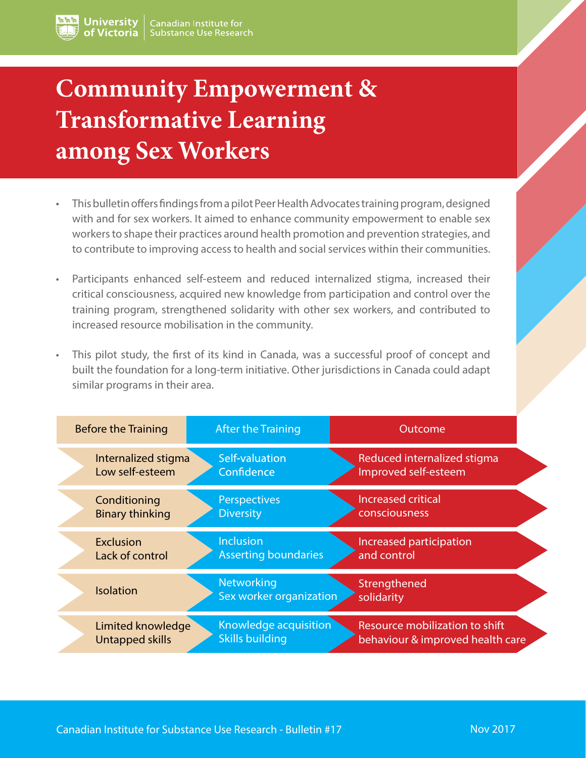University of Victoria | Canadian Institute for Substance Use Research

# Community Empowerment & Transformative Learning among Sex Workers

- This bulletin offers findings from a pilot Peer Health Advocates training program, designed with and for sex workers. It aimed to enhance community empowerment to enable sex workers to shape their practices around health promotion and prevention strategies, and to contribute to improving access to health and social services within their communities.
- Participants enhanced self-esteem and reduced internalized stigma, increased their critical consciousness, acquired new knowledge from participation and control over the training program, strengthened solidarity with other sex workers, and contributed to increased resource mobilisation in the community.
- This pilot study, the first of its kind in Canada, was a successful proof of concept and built the foundation for a long-term initiative. Other jurisdictions in Canada could adapt similar programs in their area.

| Before the Training | After the Training | Outcome |
|---|---|---|
| Internalized stigma<br>Low self-esteem | Self-valuation<br>Confidence | Reduced internalized stigma<br>Improved self-esteem |
| Conditioning<br>Binary thinking | Perspectives<br>Diversity | Increased critical consciousness |
| Exclusion<br>Lack of control | Inclusion<br>Asserting boundaries | Increased participation and control |
| Isolation | Networking<br>Sex worker organization | Strengthened solidarity |
| Limited knowledge<br>Untapped skills | Knowledge acquisition<br>Skills building | Resource mobilization to shift behaviour & improved health care |

Canadian Institute for Substance Use Research - Bulletin #17

Nov 2017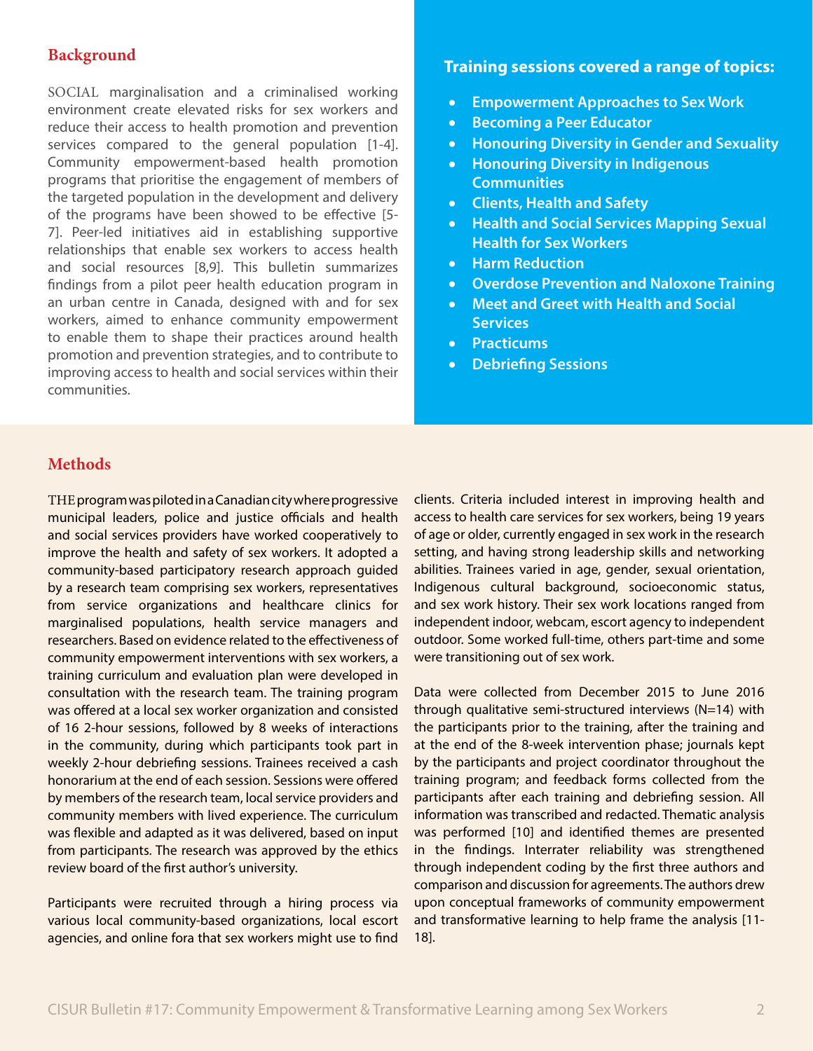## Background

SOCIAL marginalisation and a criminalised working environment create elevated risks for sex workers and reduce their access to health promotion and prevention services compared to the general population [1-4]. Community empowerment-based health promotion programs that prioritise the engagement of members of the targeted population in the development and delivery of the programs have been showed to be effective [5-7]. Peer-led initiatives aid in establishing supportive relationships that enable sex workers to access health and social resources [8,9]. This bulletin summarizes findings from a pilot peer health education program in an urban centre in Canada, designed with and for sex workers, aimed to enhance community empowerment to enable them to shape their practices around health promotion and prevention strategies, and to contribute to improving access to health and social services within their communities.

**Training sessions covered a range of topics:**

- **Empowerment Approaches to Sex Work**
- **Becoming a Peer Educator**
- **Honouring Diversity in Gender and Sexuality**
- **Honouring Diversity in Indigenous Communities**
- **Clients, Health and Safety**
- **Health and Social Services Mapping Sexual Health for Sex Workers**
- **Harm Reduction**
- **Overdose Prevention and Naloxone Training**
- **Meet and Greet with Health and Social Services**
- **Practicums**
- **Debriefing Sessions**

## Methods

THE program was piloted in a Canadian city where progressive municipal leaders, police and justice officials and health and social services providers have worked cooperatively to improve the health and safety of sex workers. It adopted a community-based participatory research approach guided by a research team comprising sex workers, representatives from service organizations and healthcare clinics for marginalised populations, health service managers and researchers. Based on evidence related to the effectiveness of community empowerment interventions with sex workers, a training curriculum and evaluation plan were developed in consultation with the research team. The training program was offered at a local sex worker organization and consisted of 16 2-hour sessions, followed by 8 weeks of interactions in the community, during which participants took part in weekly 2-hour debriefing sessions. Trainees received a cash honorarium at the end of each session. Sessions were offered by members of the research team, local service providers and community members with lived experience. The curriculum was flexible and adapted as it was delivered, based on input from participants. The research was approved by the ethics review board of the first author's university.

Participants were recruited through a hiring process via various local community-based organizations, local escort agencies, and online fora that sex workers might use to find clients. Criteria included interest in improving health and access to health care services for sex workers, being 19 years of age or older, currently engaged in sex work in the research setting, and having strong leadership skills and networking abilities. Trainees varied in age, gender, sexual orientation, Indigenous cultural background, socioeconomic status, and sex work history. Their sex work locations ranged from independent indoor, webcam, escort agency to independent outdoor. Some worked full-time, others part-time and some were transitioning out of sex work.

Data were collected from December 2015 to June 2016 through qualitative semi-structured interviews (N=14) with the participants prior to the training, after the training and at the end of the 8-week intervention phase; journals kept by the participants and project coordinator throughout the training program; and feedback forms collected from the participants after each training and debriefing session. All information was transcribed and redacted. Thematic analysis was performed [10] and identified themes are presented in the findings. Interrater reliability was strengthened through independent coding by the first three authors and comparison and discussion for agreements. The authors drew upon conceptual frameworks of community empowerment and transformative learning to help frame the analysis [11-18].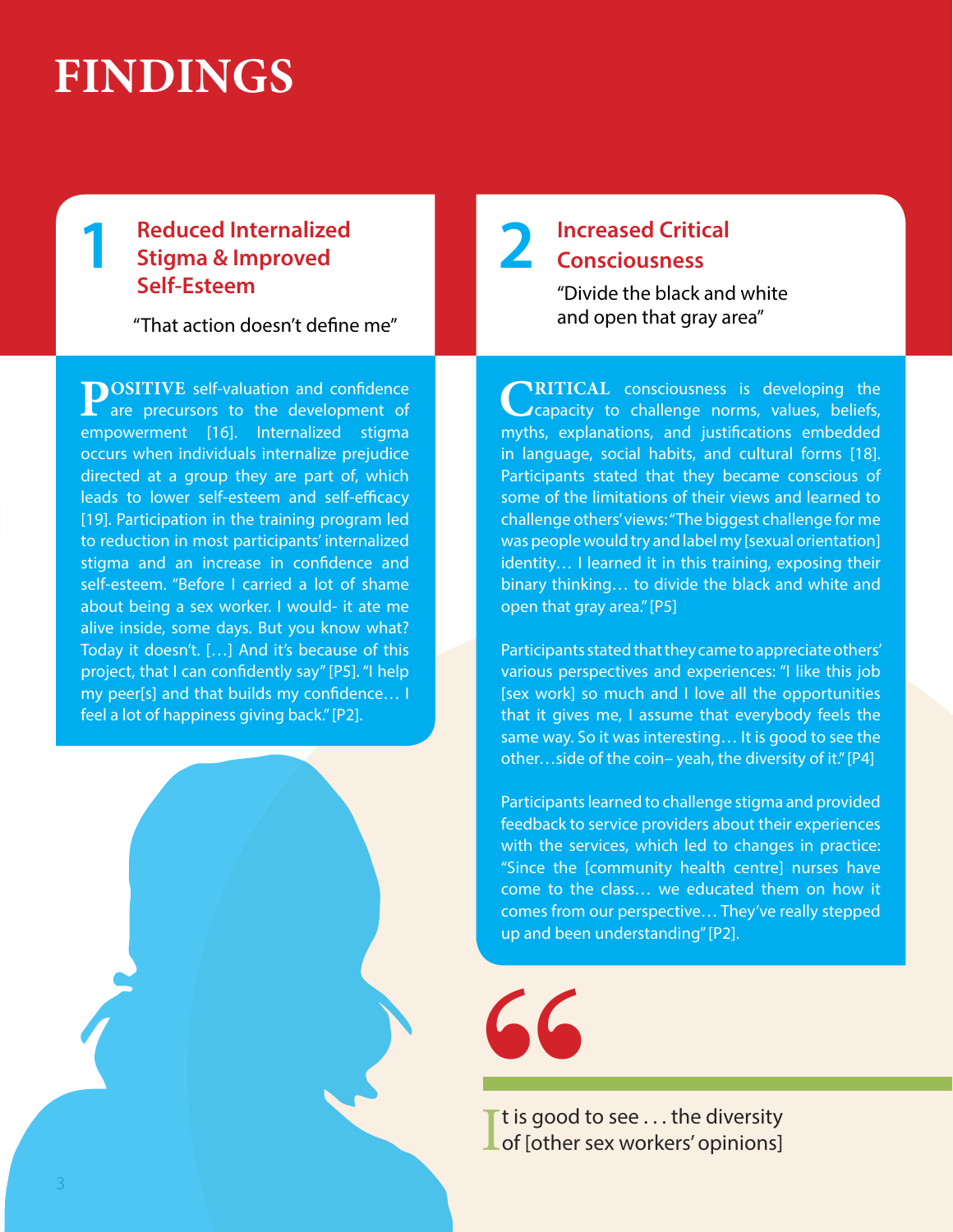# FINDINGS

## 1 Reduced Internalized Stigma & Improved Self-Esteem

"That action doesn't define me"

POSITIVE self-valuation and confidence are precursors to the development of empowerment [16]. Internalized stigma occurs when individuals internalize prejudice directed at a group they are part of, which leads to lower self-esteem and self-efficacy [19]. Participation in the training program led to reduction in most participants' internalized stigma and an increase in confidence and self-esteem. "Before I carried a lot of shame about being a sex worker. I would- it ate me alive inside, some days. But you know what? Today it doesn't. […] And it's because of this project, that I can confidently say" [P5]. "I help my peer[s] and that builds my confidence… I feel a lot of happiness giving back." [P2].

## 2 Increased Critical Consciousness

"Divide the black and white and open that gray area"

CRITICAL consciousness is developing the capacity to challenge norms, values, beliefs, myths, explanations, and justifications embedded in language, social habits, and cultural forms [18]. Participants stated that they became conscious of some of the limitations of their views and learned to challenge others' views: "The biggest challenge for me was people would try and label my [sexual orientation] identity… I learned it in this training, exposing their binary thinking… to divide the black and white and open that gray area." [P5]

Participants stated that they came to appreciate others' various perspectives and experiences: "I like this job [sex work] so much and I love all the opportunities that it gives me, I assume that everybody feels the same way. So it was interesting… It is good to see the other…side of the coin– yeah, the diversity of it." [P4]

Participants learned to challenge stigma and provided feedback to service providers about their experiences with the services, which led to changes in practice: "Since the [community health centre] nurses have come to the class… we educated them on how it comes from our perspective… They've really stepped up and been understanding" [P2].

> It is good to see . . . the diversity of [other sex workers' opinions]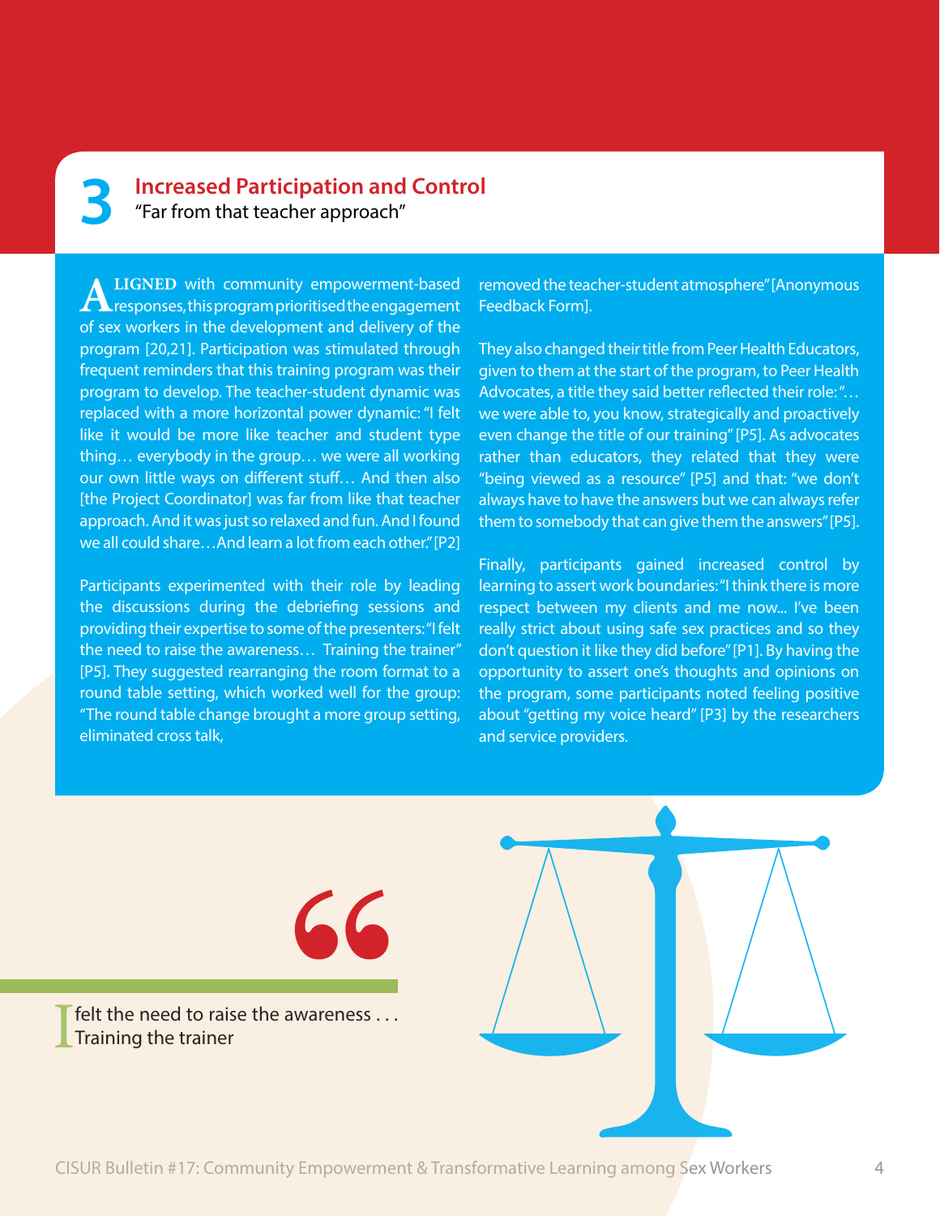## 3 Increased Participation and Control

"Far from that teacher approach"

ALIGNED with community empowerment-based responses, this program prioritised the engagement of sex workers in the development and delivery of the program [20,21]. Participation was stimulated through frequent reminders that this training program was their program to develop. The teacher-student dynamic was replaced with a more horizontal power dynamic: "I felt like it would be more like teacher and student type thing… everybody in the group… we were all working our own little ways on different stuff… And then also [the Project Coordinator] was far from like that teacher approach. And it was just so relaxed and fun. And I found we all could share…And learn a lot from each other." [P2]

Participants experimented with their role by leading the discussions during the debriefing sessions and providing their expertise to some of the presenters: "I felt the need to raise the awareness… Training the trainer" [P5]. They suggested rearranging the room format to a round table setting, which worked well for the group: "The round table change brought a more group setting, eliminated cross talk, removed the teacher-student atmosphere" [Anonymous Feedback Form].

They also changed their title from Peer Health Educators, given to them at the start of the program, to Peer Health Advocates, a title they said better reflected their role: "… we were able to, you know, strategically and proactively even change the title of our training" [P5]. As advocates rather than educators, they related that they were "being viewed as a resource" [P5] and that: "we don't always have to have the answers but we can always refer them to somebody that can give them the answers" [P5].

Finally, participants gained increased control by learning to assert work boundaries: "I think there is more respect between my clients and me now... I've been really strict about using safe sex practices and so they don't question it like they did before" [P1]. By having the opportunity to assert one's thoughts and opinions on the program, some participants noted feeling positive about "getting my voice heard" [P3] by the researchers and service providers.

> I felt the need to raise the awareness . . . Training the trainer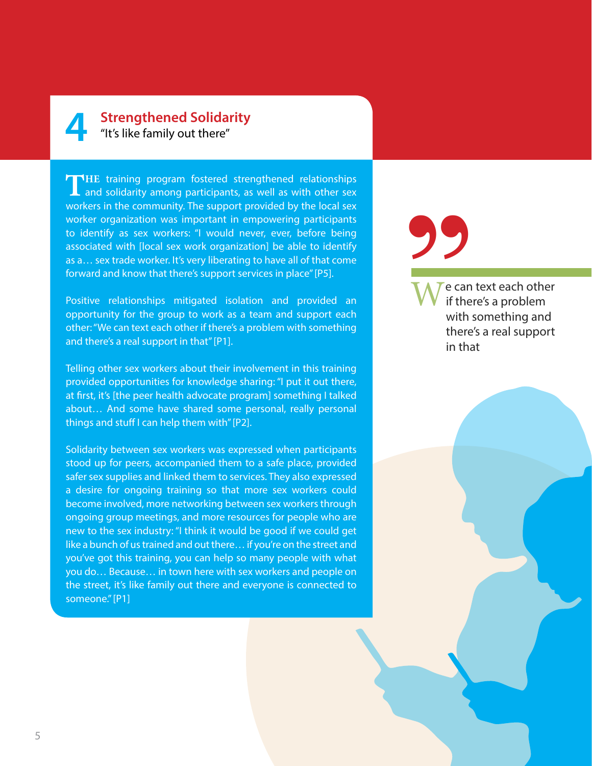## 4 Strengthened Solidarity

"It's like family out there"

THE training program fostered strengthened relationships and solidarity among participants, as well as with other sex workers in the community. The support provided by the local sex worker organization was important in empowering participants to identify as sex workers: "I would never, ever, before being associated with [local sex work organization] be able to identify as a… sex trade worker. It's very liberating to have all of that come forward and know that there's support services in place" [P5].

Positive relationships mitigated isolation and provided an opportunity for the group to work as a team and support each other: "We can text each other if there's a problem with something and there's a real support in that" [P1].

Telling other sex workers about their involvement in this training provided opportunities for knowledge sharing: "I put it out there, at first, it's [the peer health advocate program] something I talked about… And some have shared some personal, really personal things and stuff I can help them with" [P2].

Solidarity between sex workers was expressed when participants stood up for peers, accompanied them to a safe place, provided safer sex supplies and linked them to services. They also expressed a desire for ongoing training so that more sex workers could become involved, more networking between sex workers through ongoing group meetings, and more resources for people who are new to the sex industry: "I think it would be good if we could get like a bunch of us trained and out there… if you're on the street and you've got this training, you can help so many people with what you do… Because… in town here with sex workers and people on the street, it's like family out there and everyone is connected to someone." [P1]

> We can text each other if there's a problem with something and there's a real support in that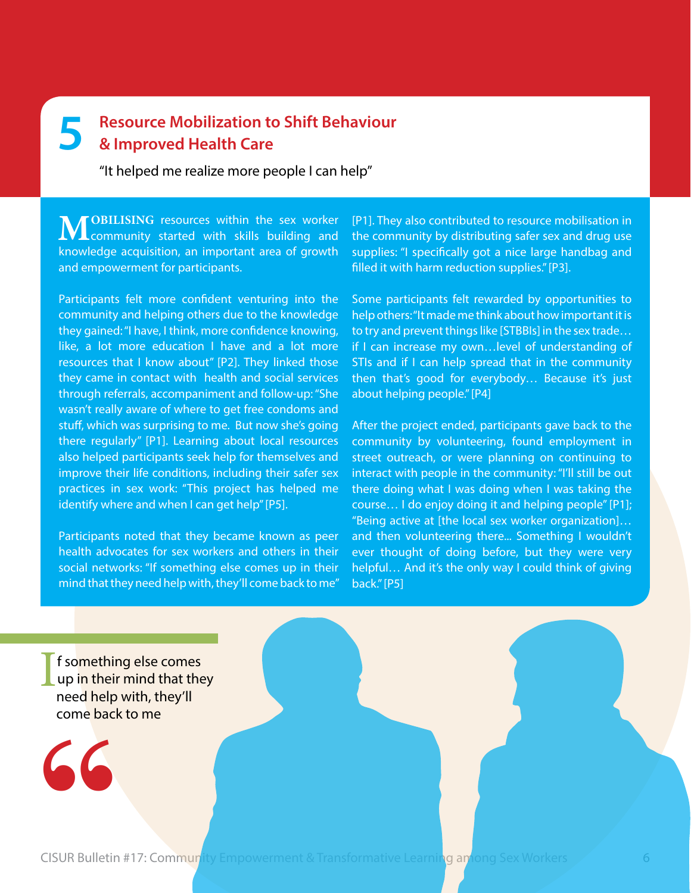# 5 Resource Mobilization to Shift Behaviour & Improved Health Care

"It helped me realize more people I can help"

**MOBILISING** resources within the sex worker community started with skills building and knowledge acquisition, an important area of growth and empowerment for participants.

Participants felt more confident venturing into the community and helping others due to the knowledge they gained: "I have, I think, more confidence knowing, like, a lot more education I have and a lot more resources that I know about" [P2]. They linked those they came in contact with health and social services through referrals, accompaniment and follow-up: "She wasn't really aware of where to get free condoms and stuff, which was surprising to me. But now she's going there regularly" [P1]. Learning about local resources also helped participants seek help for themselves and improve their life conditions, including their safer sex practices in sex work: "This project has helped me identify where and when I can get help" [P5].

Participants noted that they became known as peer health advocates for sex workers and others in their social networks: "If something else comes up in their mind that they need help with, they'll come back to me" [P1]. They also contributed to resource mobilisation in the community by distributing safer sex and drug use supplies: "I specifically got a nice large handbag and filled it with harm reduction supplies." [P3].

Some participants felt rewarded by opportunities to help others: "It made me think about how important it is to try and prevent things like [STBBIs] in the sex trade… if I can increase my own…level of understanding of STIs and if I can help spread that in the community then that's good for everybody… Because it's just about helping people." [P4]

After the project ended, participants gave back to the community by volunteering, found employment in street outreach, or were planning on continuing to interact with people in the community: "I'll still be out there doing what I was doing when I was taking the course… I do enjoy doing it and helping people" [P1]; "Being active at [the local sex worker organization]… and then volunteering there... Something I wouldn't ever thought of doing before, but they were very helpful… And it's the only way I could think of giving back." [P5]

> If something else comes up in their mind that they need help with, they'll come back to me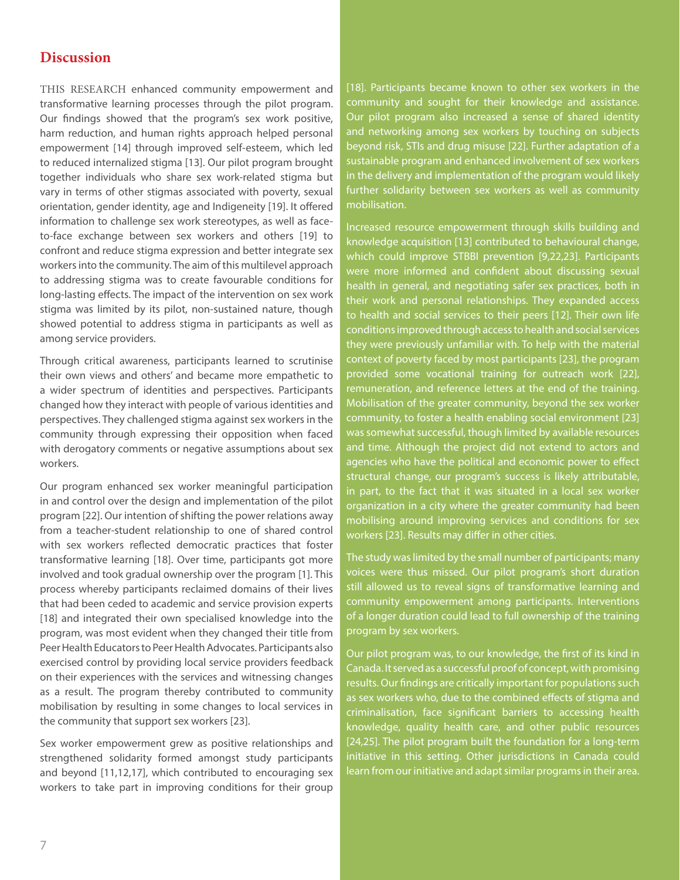## Discussion

THIS RESEARCH enhanced community empowerment and transformative learning processes through the pilot program. Our findings showed that the program's sex work positive, harm reduction, and human rights approach helped personal empowerment [14] through improved self-esteem, which led to reduced internalized stigma [13]. Our pilot program brought together individuals who share sex work-related stigma but vary in terms of other stigmas associated with poverty, sexual orientation, gender identity, age and Indigeneity [19]. It offered information to challenge sex work stereotypes, as well as face-to-face exchange between sex workers and others [19] to confront and reduce stigma expression and better integrate sex workers into the community. The aim of this multilevel approach to addressing stigma was to create favourable conditions for long-lasting effects. The impact of the intervention on sex work stigma was limited by its pilot, non-sustained nature, though showed potential to address stigma in participants as well as among service providers.

Through critical awareness, participants learned to scrutinise their own views and others' and became more empathetic to a wider spectrum of identities and perspectives. Participants changed how they interact with people of various identities and perspectives. They challenged stigma against sex workers in the community through expressing their opposition when faced with derogatory comments or negative assumptions about sex workers.

Our program enhanced sex worker meaningful participation in and control over the design and implementation of the pilot program [22]. Our intention of shifting the power relations away from a teacher-student relationship to one of shared control with sex workers reflected democratic practices that foster transformative learning [18]. Over time, participants got more involved and took gradual ownership over the program [1]. This process whereby participants reclaimed domains of their lives that had been ceded to academic and service provision experts [18] and integrated their own specialised knowledge into the program, was most evident when they changed their title from Peer Health Educators to Peer Health Advocates. Participants also exercised control by providing local service providers feedback on their experiences with the services and witnessing changes as a result. The program thereby contributed to community mobilisation by resulting in some changes to local services in the community that support sex workers [23].

Sex worker empowerment grew as positive relationships and strengthened solidarity formed amongst study participants and beyond [11,12,17], which contributed to encouraging sex workers to take part in improving conditions for their group [18]. Participants became known to other sex workers in the community and sought for their knowledge and assistance. Our pilot program also increased a sense of shared identity and networking among sex workers by touching on subjects beyond risk, STIs and drug misuse [22]. Further adaptation of a sustainable program and enhanced involvement of sex workers in the delivery and implementation of the program would likely further solidarity between sex workers as well as community mobilisation.

Increased resource empowerment through skills building and knowledge acquisition [13] contributed to behavioural change, which could improve STBBI prevention [9,22,23]. Participants were more informed and confident about discussing sexual health in general, and negotiating safer sex practices, both in their work and personal relationships. They expanded access to health and social services to their peers [12]. Their own life conditions improved through access to health and social services they were previously unfamiliar with. To help with the material context of poverty faced by most participants [23], the program provided some vocational training for outreach work [22], remuneration, and reference letters at the end of the training. Mobilisation of the greater community, beyond the sex worker community, to foster a health enabling social environment [23] was somewhat successful, though limited by available resources and time. Although the project did not extend to actors and agencies who have the political and economic power to effect structural change, our program's success is likely attributable, in part, to the fact that it was situated in a local sex worker organization in a city where the greater community had been mobilising around improving services and conditions for sex workers [23]. Results may differ in other cities.

The study was limited by the small number of participants; many voices were thus missed. Our pilot program's short duration still allowed us to reveal signs of transformative learning and community empowerment among participants. Interventions of a longer duration could lead to full ownership of the training program by sex workers.

Our pilot program was, to our knowledge, the first of its kind in Canada. It served as a successful proof of concept, with promising results. Our findings are critically important for populations such as sex workers who, due to the combined effects of stigma and criminalisation, face significant barriers to accessing health knowledge, quality health care, and other public resources [24,25]. The pilot program built the foundation for a long-term initiative in this setting. Other jurisdictions in Canada could learn from our initiative and adapt similar programs in their area.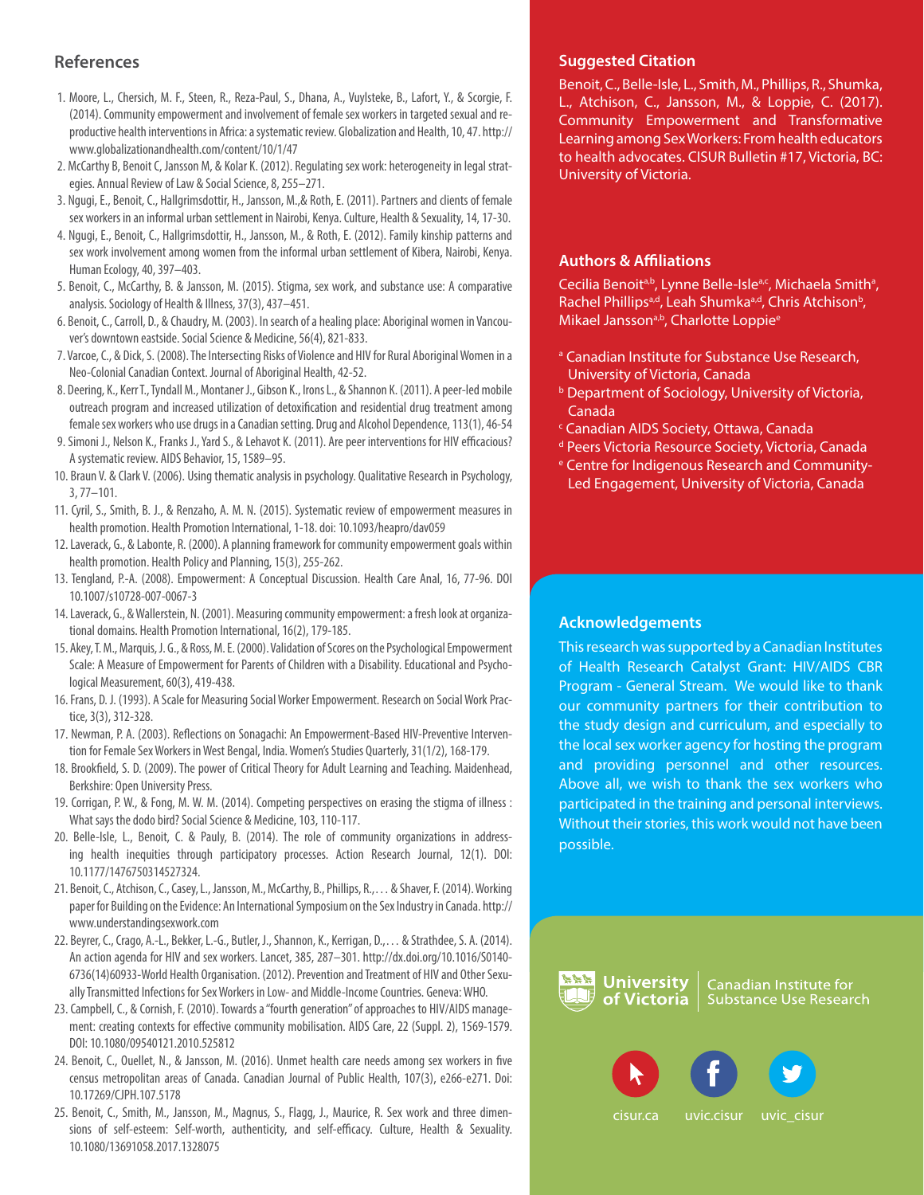## References

1. Moore, L., Chersich, M. F., Steen, R., Reza-Paul, S., Dhana, A., Vuylsteke, B., Lafort, Y., & Scorgie, F. (2014). Community empowerment and involvement of female sex workers in targeted sexual and reproductive health interventions in Africa: a systematic review. Globalization and Health, 10, 47. http://www.globalizationandhealth.com/content/10/1/47
2. McCarthy B, Benoit C, Jansson M, & Kolar K. (2012). Regulating sex work: heterogeneity in legal strategies. Annual Review of Law & Social Science, 8, 255–271.
3. Ngugi, E., Benoit, C., Hallgrimsdottir, H., Jansson, M.,& Roth, E. (2011). Partners and clients of female sex workers in an informal urban settlement in Nairobi, Kenya. Culture, Health & Sexuality, 14, 17-30.
4. Ngugi, E., Benoit, C., Hallgrimsdottir, H., Jansson, M., & Roth, E. (2012). Family kinship patterns and sex work involvement among women from the informal urban settlement of Kibera, Nairobi, Kenya. Human Ecology, 40, 397–403.
5. Benoit, C., McCarthy, B. & Jansson, M. (2015). Stigma, sex work, and substance use: A comparative analysis. Sociology of Health & Illness, 37(3), 437–451.
6. Benoit, C., Carroll, D., & Chaudry, M. (2003). In search of a healing place: Aboriginal women in Vancouver's downtown eastside. Social Science & Medicine, 56(4), 821-833.
7. Varcoe, C., & Dick, S. (2008). The Intersecting Risks of Violence and HIV for Rural Aboriginal Women in a Neo-Colonial Canadian Context. Journal of Aboriginal Health, 42-52.
8. Deering, K., Kerr T., Tyndall M., Montaner J., Gibson K., Irons L., & Shannon K. (2011). A peer-led mobile outreach program and increased utilization of detoxification and residential drug treatment among female sex workers who use drugs in a Canadian setting. Drug and Alcohol Dependence, 113(1), 46-54
9. Simoni J., Nelson K., Franks J., Yard S., & Lehavot K. (2011). Are peer interventions for HIV efficacious? A systematic review. AIDS Behavior, 15, 1589–95.
10. Braun V. & Clark V. (2006). Using thematic analysis in psychology. Qualitative Research in Psychology, 3, 77–101.
11. Cyril, S., Smith, B. J., & Renzaho, A. M. N. (2015). Systematic review of empowerment measures in health promotion. Health Promotion International, 1-18. doi: 10.1093/heapro/dav059
12. Laverack, G., & Labonte, R. (2000). A planning framework for community empowerment goals within health promotion. Health Policy and Planning, 15(3), 255-262.
13. Tengland, P.-A. (2008). Empowerment: A Conceptual Discussion. Health Care Anal, 16, 77-96. DOI 10.1007/s10728-007-0067-3
14. Laverack, G., & Wallerstein, N. (2001). Measuring community empowerment: a fresh look at organizational domains. Health Promotion International, 16(2), 179-185.
15. Akey, T. M., Marquis, J. G., & Ross, M. E. (2000). Validation of Scores on the Psychological Empowerment Scale: A Measure of Empowerment for Parents of Children with a Disability. Educational and Psychological Measurement, 60(3), 419-438.
16. Frans, D. J. (1993). A Scale for Measuring Social Worker Empowerment. Research on Social Work Practice, 3(3), 312-328.
17. Newman, P. A. (2003). Reflections on Sonagachi: An Empowerment-Based HIV-Preventive Intervention for Female Sex Workers in West Bengal, India. Women's Studies Quarterly, 31(1/2), 168-179.
18. Brookfield, S. D. (2009). The power of Critical Theory for Adult Learning and Teaching. Maidenhead, Berkshire: Open University Press.
19. Corrigan, P. W., & Fong, M. W. M. (2014). Competing perspectives on erasing the stigma of illness : What says the dodo bird? Social Science & Medicine, 103, 110-117.
20. Belle-Isle, L., Benoit, C. & Pauly, B. (2014). The role of community organizations in addressing health inequities through participatory processes. Action Research Journal, 12(1). DOI: 10.1177/1476750314527324.
21. Benoit, C., Atchison, C., Casey, L., Jansson, M., McCarthy, B., Phillips, R.,… & Shaver, F. (2014). Working paper for Building on the Evidence: An International Symposium on the Sex Industry in Canada. http://www.understandingsexwork.com
22. Beyrer, C., Crago, A.-L., Bekker, L.-G., Butler, J., Shannon, K., Kerrigan, D.,… & Strathdee, S. A. (2014). An action agenda for HIV and sex workers. Lancet, 385, 287–301. http://dx.doi.org/10.1016/S0140-6736(14)60933-World Health Organisation. (2012). Prevention and Treatment of HIV and Other Sexually Transmitted Infections for Sex Workers in Low- and Middle-Income Countries. Geneva: WHO.
23. Campbell, C., & Cornish, F. (2010). Towards a "fourth generation" of approaches to HIV/AIDS management: creating contexts for effective community mobilisation. AIDS Care, 22 (Suppl. 2), 1569-1579. DOI: 10.1080/09540121.2010.525812
24. Benoit, C., Ouellet, N., & Jansson, M. (2016). Unmet health care needs among sex workers in five census metropolitan areas of Canada. Canadian Journal of Public Health, 107(3), e266-e271. Doi: 10.17269/CJPH.107.5178
25. Benoit, C., Smith, M., Jansson, M., Magnus, S., Flagg, J., Maurice, R. Sex work and three dimensions of self-esteem: Self-worth, authenticity, and self-efficacy. Culture, Health & Sexuality. 10.1080/13691058.2017.1328075

## Suggested Citation

Benoit, C., Belle-Isle, L., Smith, M., Phillips, R., Shumka, L., Atchison, C., Jansson, M., & Loppie, C. (2017). Community Empowerment and Transformative Learning among Sex Workers: From health educators to health advocates. CISUR Bulletin #17, Victoria, BC: University of Victoria.

## Authors & Affiliations

Cecilia Benoit[a,b], Lynne Belle-Isle[a,c], Michaela Smith[a], Rachel Phillips[a,d], Leah Shumka[a,d], Chris Atchison[b], Mikael Jansson[a,b], Charlotte Loppie[e]

[a] Canadian Institute for Substance Use Research, University of Victoria, Canada
[b] Department of Sociology, University of Victoria, Canada
[c] Canadian AIDS Society, Ottawa, Canada
[d] Peers Victoria Resource Society, Victoria, Canada
[e] Centre for Indigenous Research and Community-Led Engagement, University of Victoria, Canada

## Acknowledgements

This research was supported by a Canadian Institutes of Health Research Catalyst Grant: HIV/AIDS CBR Program - General Stream. We would like to thank our community partners for their contribution to the study design and curriculum, and especially to the local sex worker agency for hosting the program and providing personnel and other resources. Above all, we wish to thank the sex workers who participated in the training and personal interviews. Without their stories, this work would not have been possible.

University of Victoria | Canadian Institute for Substance Use Research

cisur.ca uvic.cisur uvic_cisur